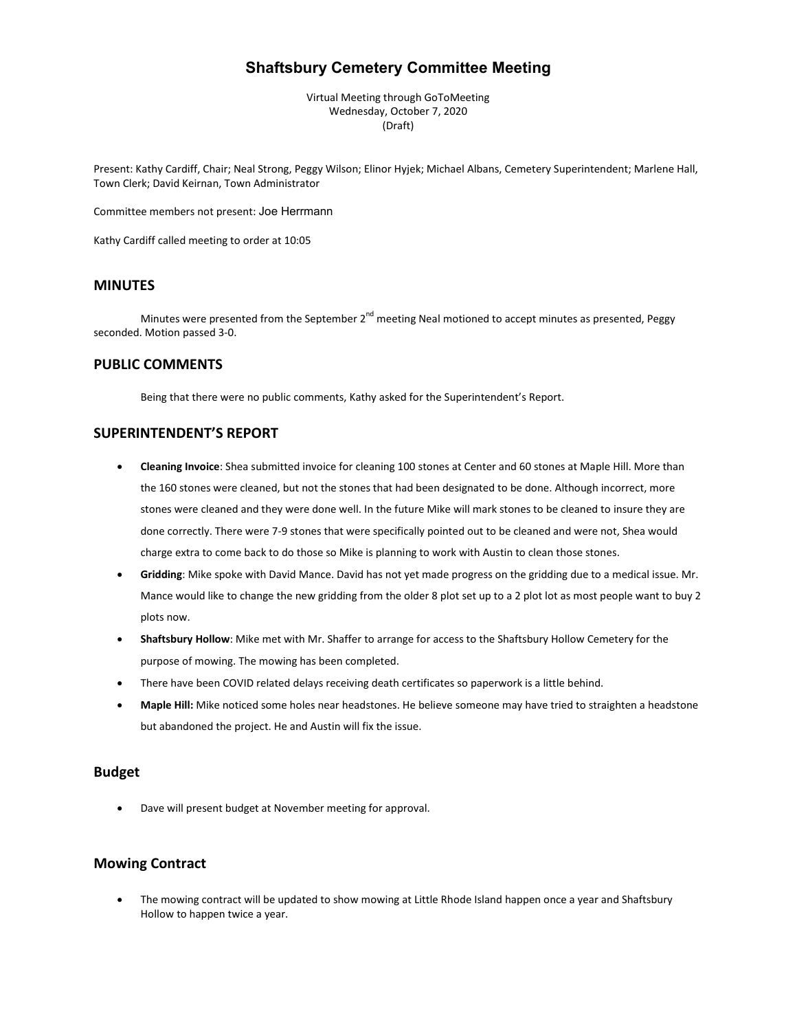# Shaftsbury Cemetery Committee Meeting

Virtual Meeting through GoToMeeting
Wednesday, October 7, 2020
(Draft)

Present: Kathy Cardiff, Chair; Neal Strong, Peggy Wilson; Elinor Hyjek; Michael Albans, Cemetery Superintendent; Marlene Hall, Town Clerk; David Keirnan, Town Administrator

Committee members not present: Joe Herrmann

Kathy Cardiff called meeting to order at 10:05

## MINUTES

Minutes were presented from the September 2nd meeting Neal motioned to accept minutes as presented, Peggy seconded. Motion passed 3-0.

## PUBLIC COMMENTS

Being that there were no public comments, Kathy asked for the Superintendent's Report.

## SUPERINTENDENT'S REPORT

- **Cleaning Invoice**: Shea submitted invoice for cleaning 100 stones at Center and 60 stones at Maple Hill. More than the 160 stones were cleaned, but not the stones that had been designated to be done. Although incorrect, more stones were cleaned and they were done well. In the future Mike will mark stones to be cleaned to insure they are done correctly. There were 7-9 stones that were specifically pointed out to be cleaned and were not, Shea would charge extra to come back to do those so Mike is planning to work with Austin to clean those stones.
- **Gridding**: Mike spoke with David Mance. David has not yet made progress on the gridding due to a medical issue. Mr. Mance would like to change the new gridding from the older 8 plot set up to a 2 plot lot as most people want to buy 2 plots now.
- **Shaftsbury Hollow**: Mike met with Mr. Shaffer to arrange for access to the Shaftsbury Hollow Cemetery for the purpose of mowing. The mowing has been completed.
- There have been COVID related delays receiving death certificates so paperwork is a little behind.
- **Maple Hill:** Mike noticed some holes near headstones. He believe someone may have tried to straighten a headstone but abandoned the project. He and Austin will fix the issue.

## Budget

- Dave will present budget at November meeting for approval.

## Mowing Contract

- The mowing contract will be updated to show mowing at Little Rhode Island happen once a year and Shaftsbury Hollow to happen twice a year.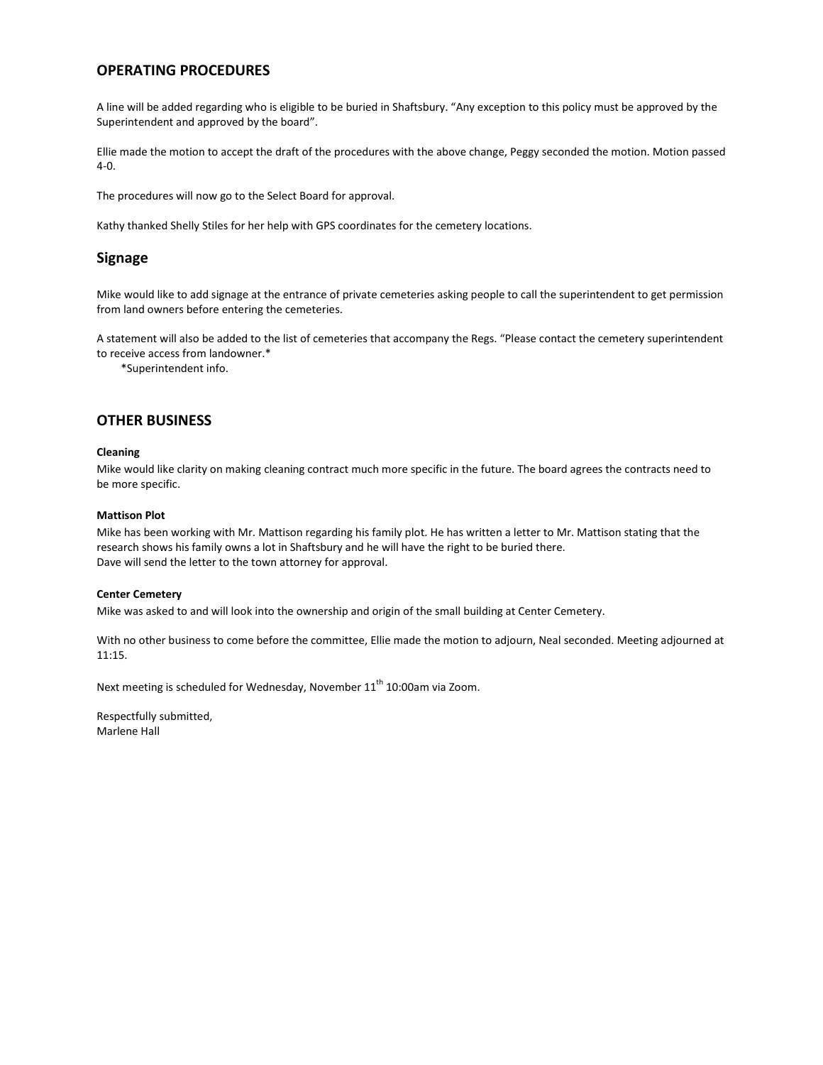## OPERATING PROCEDURES

A line will be added regarding who is eligible to be buried in Shaftsbury. "Any exception to this policy must be approved by the Superintendent and approved by the board".

Ellie made the motion to accept the draft of the procedures with the above change, Peggy seconded the motion. Motion passed 4-0.

The procedures will now go to the Select Board for approval.

Kathy thanked Shelly Stiles for her help with GPS coordinates for the cemetery locations.

## Signage

Mike would like to add signage at the entrance of private cemeteries asking people to call the superintendent to get permission from land owners before entering the cemeteries.

A statement will also be added to the list of cemeteries that accompany the Regs. "Please contact the cemetery superintendent to receive access from landowner.*

*Superintendent info.

## OTHER BUSINESS

**Cleaning**

Mike would like clarity on making cleaning contract much more specific in the future. The board agrees the contracts need to be more specific.

**Mattison Plot**

Mike has been working with Mr. Mattison regarding his family plot. He has written a letter to Mr. Mattison stating that the research shows his family owns a lot in Shaftsbury and he will have the right to be buried there.
Dave will send the letter to the town attorney for approval.

**Center Cemetery**

Mike was asked to and will look into the ownership and origin of the small building at Center Cemetery.

With no other business to come before the committee, Ellie made the motion to adjourn, Neal seconded. Meeting adjourned at 11:15.

Next meeting is scheduled for Wednesday, November 11th 10:00am via Zoom.

Respectfully submitted,
Marlene Hall